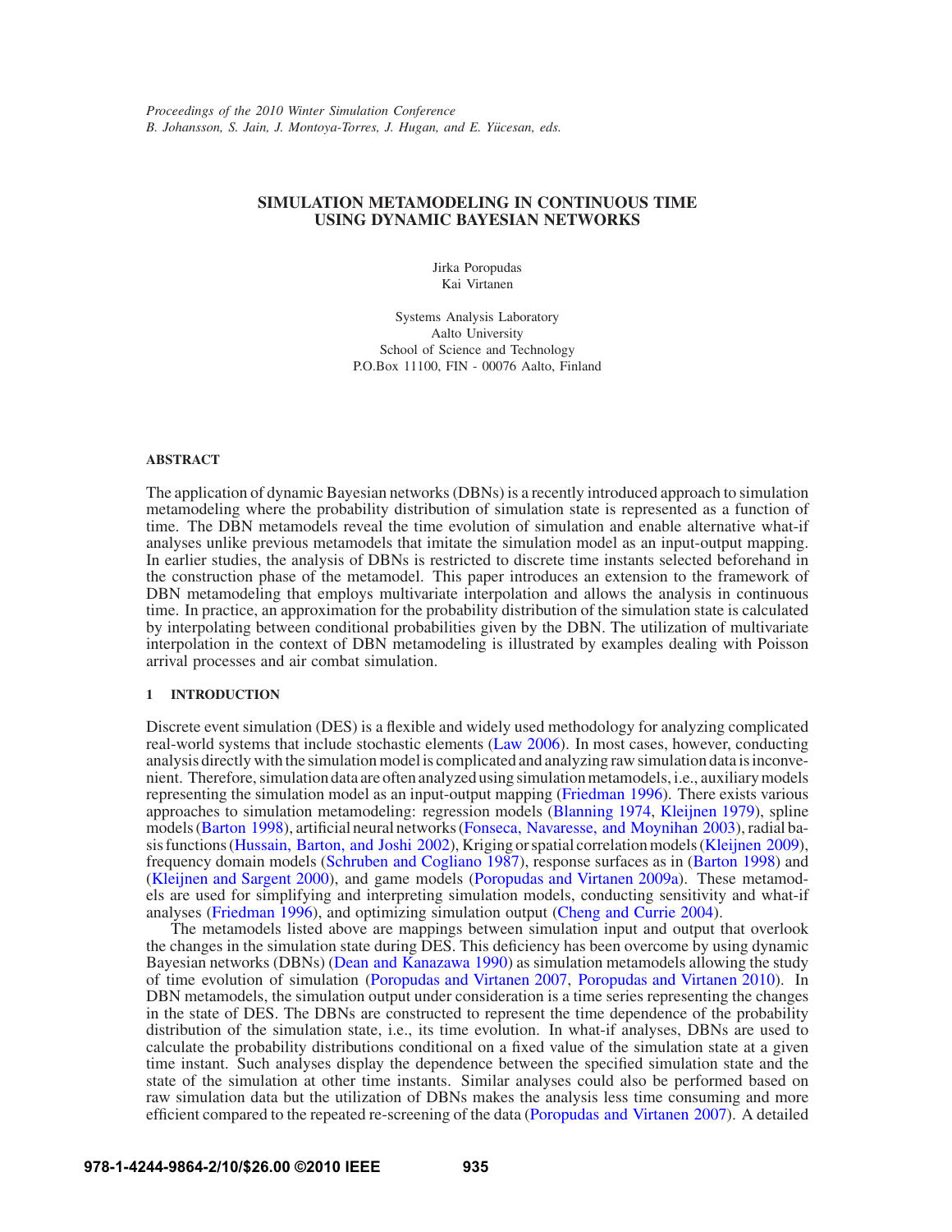*Proceedings of the 2010 Winter Simulation Conference*
*B. Johansson, S. Jain, J. Montoya-Torres, J. Hugan, and E. Yücesan, eds.*

# SIMULATION METAMODELING IN CONTINUOUS TIME USING DYNAMIC BAYESIAN NETWORKS

Jirka Poropudas
Kai Virtanen

Systems Analysis Laboratory
Aalto University
School of Science and Technology
P.O.Box 11100, FIN - 00076 Aalto, Finland

## ABSTRACT

The application of dynamic Bayesian networks (DBNs) is a recently introduced approach to simulation metamodeling where the probability distribution of simulation state is represented as a function of time. The DBN metamodels reveal the time evolution of simulation and enable alternative what-if analyses unlike previous metamodels that imitate the simulation model as an input-output mapping. In earlier studies, the analysis of DBNs is restricted to discrete time instants selected beforehand in the construction phase of the metamodel. This paper introduces an extension to the framework of DBN metamodeling that employs multivariate interpolation and allows the analysis in continuous time. In practice, an approximation for the probability distribution of the simulation state is calculated by interpolating between conditional probabilities given by the DBN. The utilization of multivariate interpolation in the context of DBN metamodeling is illustrated by examples dealing with Poisson arrival processes and air combat simulation.

## 1 INTRODUCTION

Discrete event simulation (DES) is a flexible and widely used methodology for analyzing complicated real-world systems that include stochastic elements (Law 2006). In most cases, however, conducting analysis directly with the simulation model is complicated and analyzing raw simulation data is inconvenient. Therefore, simulation data are often analyzed using simulation metamodels, i.e., auxiliary models representing the simulation model as an input-output mapping (Friedman 1996). There exists various approaches to simulation metamodeling: regression models (Blanning 1974, Kleijnen 1979), spline models (Barton 1998), artificial neural networks (Fonseca, Navaresse, and Moynihan 2003), radial basis functions (Hussain, Barton, and Joshi 2002), Kriging or spatial correlation models (Kleijnen 2009), frequency domain models (Schruben and Cogliano 1987), response surfaces as in (Barton 1998) and (Kleijnen and Sargent 2000), and game models (Poropudas and Virtanen 2009a). These metamodels are used for simplifying and interpreting simulation models, conducting sensitivity and what-if analyses (Friedman 1996), and optimizing simulation output (Cheng and Currie 2004).

The metamodels listed above are mappings between simulation input and output that overlook the changes in the simulation state during DES. This deficiency has been overcome by using dynamic Bayesian networks (DBNs) (Dean and Kanazawa 1990) as simulation metamodels allowing the study of time evolution of simulation (Poropudas and Virtanen 2007, Poropudas and Virtanen 2010). In DBN metamodels, the simulation output under consideration is a time series representing the changes in the state of DES. The DBNs are constructed to represent the time dependence of the probability distribution of the simulation state, i.e., its time evolution. In what-if analyses, DBNs are used to calculate the probability distributions conditional on a fixed value of the simulation state at a given time instant. Such analyses display the dependence between the specified simulation state and the state of the simulation at other time instants. Similar analyses could also be performed based on raw simulation data but the utilization of DBNs makes the analysis less time consuming and more efficient compared to the repeated re-screening of the data (Poropudas and Virtanen 2007). A detailed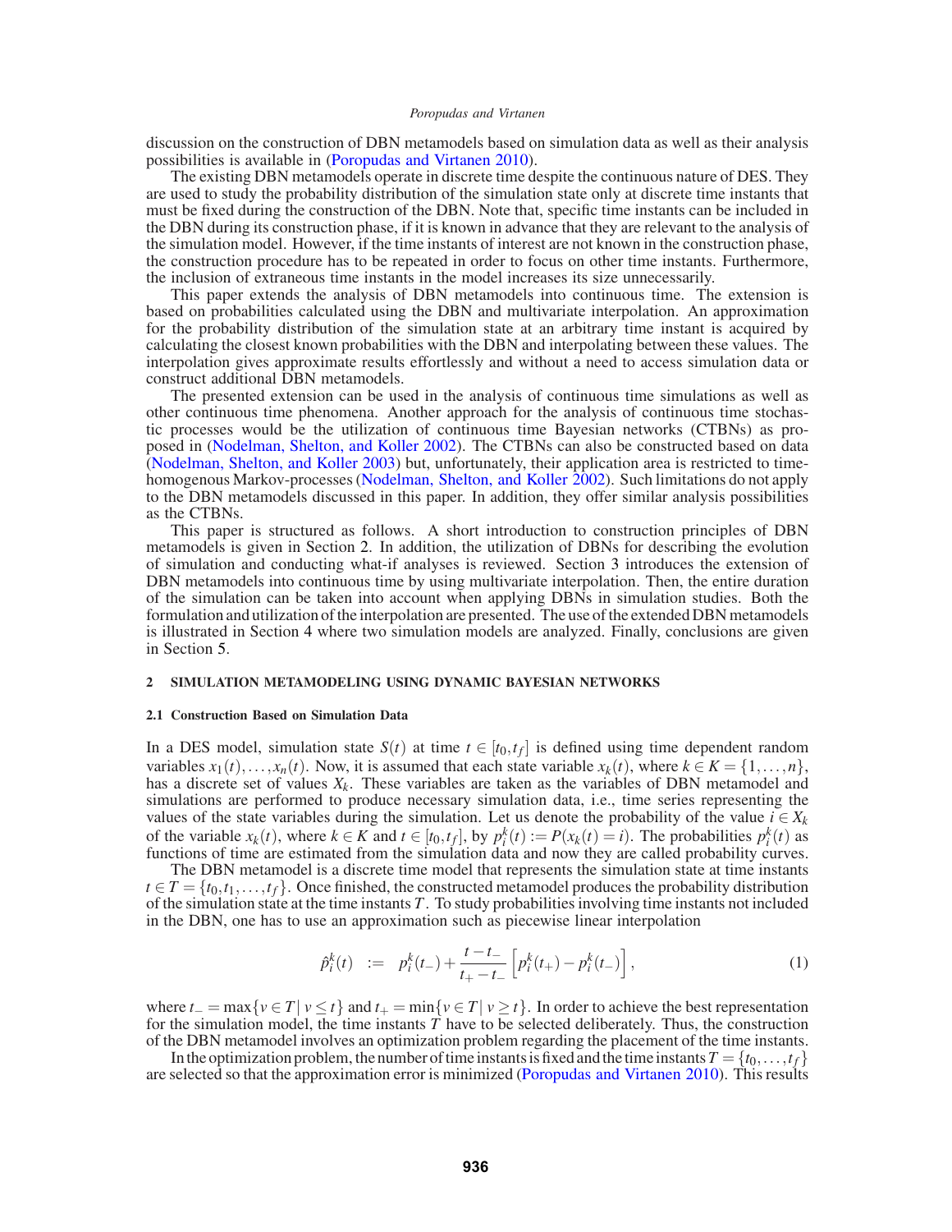discussion on the construction of DBN metamodels based on simulation data as well as their analysis possibilities is available in (Poropudas and Virtanen 2010).

The existing DBN metamodels operate in discrete time despite the continuous nature of DES. They are used to study the probability distribution of the simulation state only at discrete time instants that must be fixed during the construction of the DBN. Note that, specific time instants can be included in the DBN during its construction phase, if it is known in advance that they are relevant to the analysis of the simulation model. However, if the time instants of interest are not known in the construction phase, the construction procedure has to be repeated in order to focus on other time instants. Furthermore, the inclusion of extraneous time instants in the model increases its size unnecessarily.

This paper extends the analysis of DBN metamodels into continuous time. The extension is based on probabilities calculated using the DBN and multivariate interpolation. An approximation for the probability distribution of the simulation state at an arbitrary time instant is acquired by calculating the closest known probabilities with the DBN and interpolating between these values. The interpolation gives approximate results effortlessly and without a need to access simulation data or construct additional DBN metamodels.

The presented extension can be used in the analysis of continuous time simulations as well as other continuous time phenomena. Another approach for the analysis of continuous time stochastic processes would be the utilization of continuous time Bayesian networks (CTBNs) as proposed in (Nodelman, Shelton, and Koller 2002). The CTBNs can also be constructed based on data (Nodelman, Shelton, and Koller 2003) but, unfortunately, their application area is restricted to time-homogenous Markov-processes (Nodelman, Shelton, and Koller 2002). Such limitations do not apply to the DBN metamodels discussed in this paper. In addition, they offer similar analysis possibilities as the CTBNs.

This paper is structured as follows. A short introduction to construction principles of DBN metamodels is given in Section 2. In addition, the utilization of DBNs for describing the evolution of simulation and conducting what-if analyses is reviewed. Section 3 introduces the extension of DBN metamodels into continuous time by using multivariate interpolation. Then, the entire duration of the simulation can be taken into account when applying DBNs in simulation studies. Both the formulation and utilization of the interpolation are presented. The use of the extended DBN metamodels is illustrated in Section 4 where two simulation models are analyzed. Finally, conclusions are given in Section 5.

## 2 SIMULATION METAMODELING USING DYNAMIC BAYESIAN NETWORKS

### 2.1 Construction Based on Simulation Data

In a DES model, simulation state $S(t)$ at time $t \in [t_0, t_f]$ is defined using time dependent random variables $x_1(t), \ldots, x_n(t)$. Now, it is assumed that each state variable $x_k(t)$, where $k \in K = \{1, \ldots, n\}$, has a discrete set of values $X_k$. These variables are taken as the variables of DBN metamodel and simulations are performed to produce necessary simulation data, i.e., time series representing the values of the state variables during the simulation. Let us denote the probability of the value $i \in X_k$ of the variable $x_k(t)$, where $k \in K$ and $t \in [t_0, t_f]$, by $p_i^k(t) := P(x_k(t) = i)$. The probabilities $p_i^k(t)$ as functions of time are estimated from the simulation data and now they are called probability curves.

The DBN metamodel is a discrete time model that represents the simulation state at time instants $t \in T = \{t_0, t_1, \ldots, t_f\}$. Once finished, the constructed metamodel produces the probability distribution of the simulation state at the time instants $T$. To study probabilities involving time instants not included in the DBN, one has to use an approximation such as piecewise linear interpolation

$$\hat{p}_i^k(t) \quad := \quad p_i^k(t_-) + \frac{t - t_-}{t_+ - t_-}\left[p_i^k(t_+) - p_i^k(t_-)\right], \tag{1}$$

where $t_- = \max\{v \in T \,|\, v \leq t\}$ and $t_+ = \min\{v \in T \,|\, v \geq t\}$. In order to achieve the best representation for the simulation model, the time instants $T$ have to be selected deliberately. Thus, the construction of the DBN metamodel involves an optimization problem regarding the placement of the time instants.

In the optimization problem, the number of time instants is fixed and the time instants $T = \{t_0, \ldots, t_f\}$ are selected so that the approximation error is minimized (Poropudas and Virtanen 2010). This results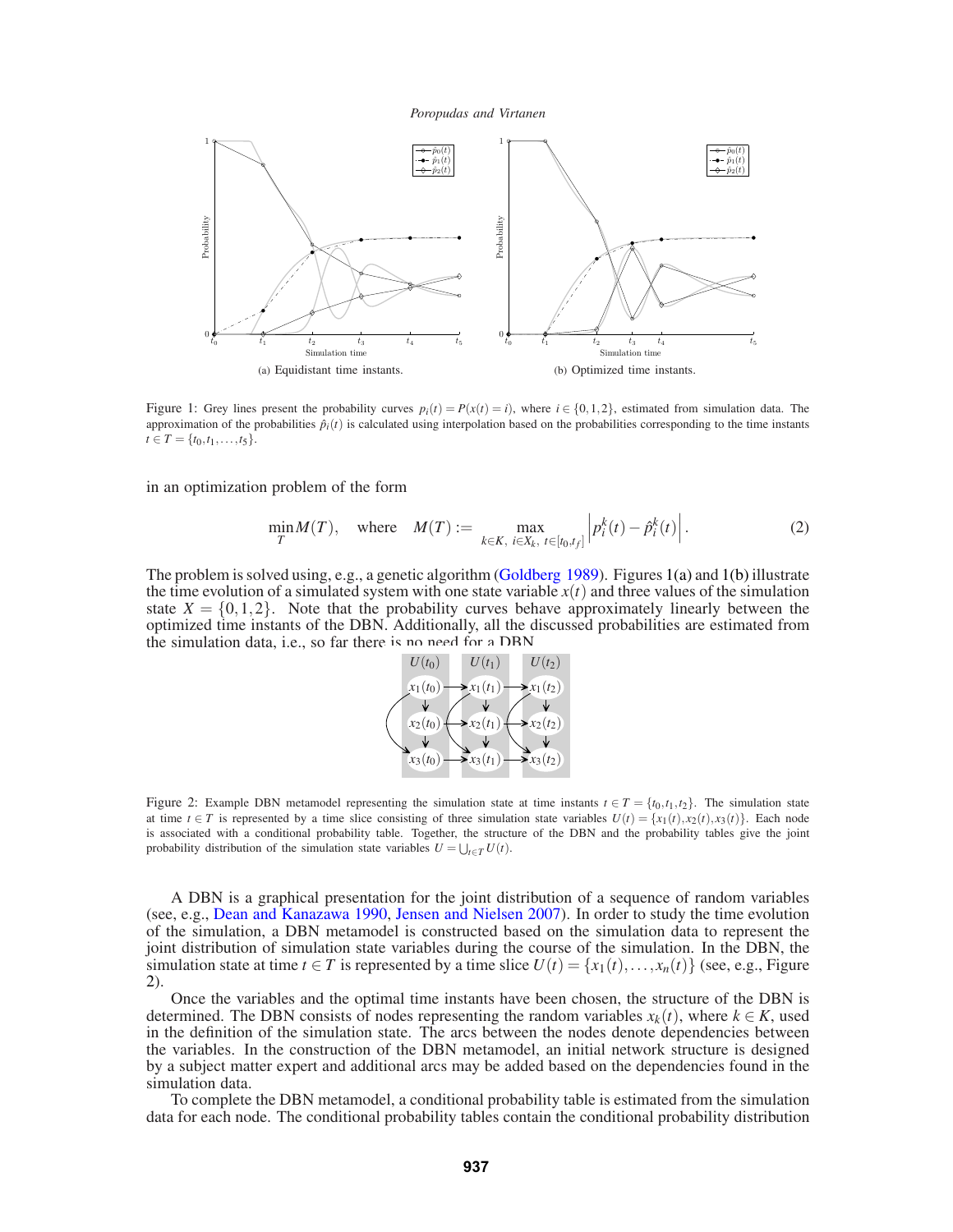(a) Equidistant time instants.

(b) Optimized time instants.

Figure 1: Grey lines present the probability curves $p_i(t) = P(x(t) = i)$, where $i \in \{0,1,2\}$, estimated from simulation data. The approximation of the probabilities $\hat{p}_i(t)$ is calculated using interpolation based on the probabilities corresponding to the time instants $t \in T = \{t_0, t_1, \ldots, t_5\}$.

in an optimization problem of the form

$$\min_T M(T), \quad \text{where} \quad M(T) := \max_{k \in K,\ i \in X_k,\ t \in [t_0, t_f]} \left| p_i^k(t) - \hat{p}_i^k(t) \right|. \tag{2}$$

The problem is solved using, e.g., a genetic algorithm (Goldberg 1989). Figures 1(a) and 1(b) illustrate the time evolution of a simulated system with one state variable $x(t)$ and three values of the simulation state $X = \{0,1,2\}$. Note that the probability curves behave approximately linearly between the optimized time instants of the DBN. Additionally, all the discussed probabilities are estimated from the simulation data, i.e., so far there is no need for a DBN.

Figure 2: Example DBN metamodel representing the simulation state at time instants $t \in T = \{t_0, t_1, t_2\}$. The simulation state at time $t \in T$ is represented by a time slice consisting of three simulation state variables $U(t) = \{x_1(t), x_2(t), x_3(t)\}$. Each node is associated with a conditional probability table. Together, the structure of the DBN and the probability tables give the joint probability distribution of the simulation state variables $U = \bigcup_{t \in T} U(t)$.

A DBN is a graphical presentation for the joint distribution of a sequence of random variables (see, e.g., Dean and Kanazawa 1990, Jensen and Nielsen 2007). In order to study the time evolution of the simulation, a DBN metamodel is constructed based on the simulation data to represent the joint distribution of simulation state variables during the course of the simulation. In the DBN, the simulation state at time $t \in T$ is represented by a time slice $U(t) = \{x_1(t), \ldots, x_n(t)\}$ (see, e.g., Figure 2).

Once the variables and the optimal time instants have been chosen, the structure of the DBN is determined. The DBN consists of nodes representing the random variables $x_k(t)$, where $k \in K$, used in the definition of the simulation state. The arcs between the nodes denote dependencies between the variables. In the construction of the DBN metamodel, an initial network structure is designed by a subject matter expert and additional arcs may be added based on the dependencies found in the simulation data.

To complete the DBN metamodel, a conditional probability table is estimated from the simulation data for each node. The conditional probability tables contain the conditional probability distribution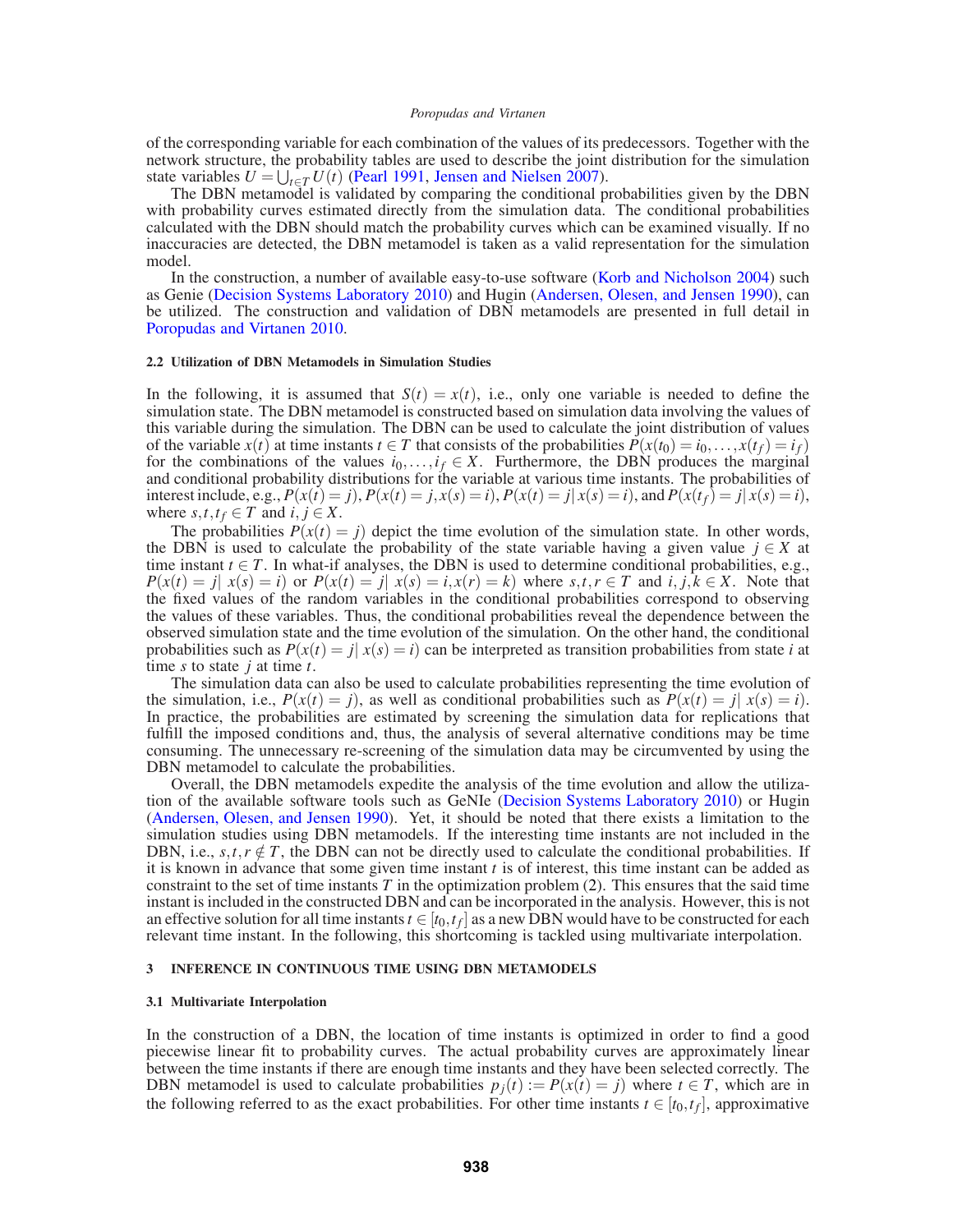of the corresponding variable for each combination of the values of its predecessors. Together with the network structure, the probability tables are used to describe the joint distribution for the simulation state variables $U = \bigcup_{t \in T} U(t)$ (Pearl 1991, Jensen and Nielsen 2007).

The DBN metamodel is validated by comparing the conditional probabilities given by the DBN with probability curves estimated directly from the simulation data. The conditional probabilities calculated with the DBN should match the probability curves which can be examined visually. If no inaccuracies are detected, the DBN metamodel is taken as a valid representation for the simulation model.

In the construction, a number of available easy-to-use software (Korb and Nicholson 2004) such as Genie (Decision Systems Laboratory 2010) and Hugin (Andersen, Olesen, and Jensen 1990), can be utilized. The construction and validation of DBN metamodels are presented in full detail in Poropudas and Virtanen 2010.

### 2.2 Utilization of DBN Metamodels in Simulation Studies

In the following, it is assumed that $S(t) = x(t)$, i.e., only one variable is needed to define the simulation state. The DBN metamodel is constructed based on simulation data involving the values of this variable during the simulation. The DBN can be used to calculate the joint distribution of values of the variable $x(t)$ at time instants $t \in T$ that consists of the probabilities $P(x(t_0) = i_0, \ldots, x(t_f) = i_f)$ for the combinations of the values $i_0, \ldots, i_f \in X$. Furthermore, the DBN produces the marginal and conditional probability distributions for the variable at various time instants. The probabilities of interest include, e.g., $P(x(t) = j)$, $P(x(t) = j, x(s) = i)$, $P(x(t) = j | x(s) = i)$, and $P(x(t_f) = j | x(s) = i)$, where $s, t, t_f \in T$ and $i, j \in X$.

The probabilities $P(x(t) = j)$ depict the time evolution of the simulation state. In other words, the DBN is used to calculate the probability of the state variable having a given value $j \in X$ at time instant $t \in T$. In what-if analyses, the DBN is used to determine conditional probabilities, e.g., $P(x(t) = j | \ x(s) = i)$ or $P(x(t) = j | \ x(s) = i, x(r) = k)$ where $s, t, r \in T$ and $i, j, k \in X$. Note that the fixed values of the random variables in the conditional probabilities correspond to observing the values of these variables. Thus, the conditional probabilities reveal the dependence between the observed simulation state and the time evolution of the simulation. On the other hand, the conditional probabilities such as $P(x(t) = j | \ x(s) = i)$ can be interpreted as transition probabilities from state $i$ at time $s$ to state $j$ at time $t$.

The simulation data can also be used to calculate probabilities representing the time evolution of the simulation, i.e., $P(x(t) = j)$, as well as conditional probabilities such as $P(x(t) = j | \ x(s) = i)$. In practice, the probabilities are estimated by screening the simulation data for replications that fulfill the imposed conditions and, thus, the analysis of several alternative conditions may be time consuming. The unnecessary re-screening of the simulation data may be circumvented by using the DBN metamodel to calculate the probabilities.

Overall, the DBN metamodels expedite the analysis of the time evolution and allow the utilization of the available software tools such as GeNIe (Decision Systems Laboratory 2010) or Hugin (Andersen, Olesen, and Jensen 1990). Yet, it should be noted that there exists a limitation to the simulation studies using DBN metamodels. If the interesting time instants are not included in the DBN, i.e., $s, t, r \notin T$, the DBN can not be directly used to calculate the conditional probabilities. If it is known in advance that some given time instant $t$ is of interest, this time instant can be added as constraint to the set of time instants $T$ in the optimization problem (2). This ensures that the said time instant is included in the constructed DBN and can be incorporated in the analysis. However, this is not an effective solution for all time instants $t \in [t_0, t_f]$ as a new DBN would have to be constructed for each relevant time instant. In the following, this shortcoming is tackled using multivariate interpolation.

## 3 INFERENCE IN CONTINUOUS TIME USING DBN METAMODELS

### 3.1 Multivariate Interpolation

In the construction of a DBN, the location of time instants is optimized in order to find a good piecewise linear fit to probability curves. The actual probability curves are approximately linear between the time instants if there are enough time instants and they have been selected correctly. The DBN metamodel is used to calculate probabilities $p_j(t) := P(x(t) = j)$ where $t \in T$, which are in the following referred to as the exact probabilities. For other time instants $t \in [t_0, t_f]$, approximative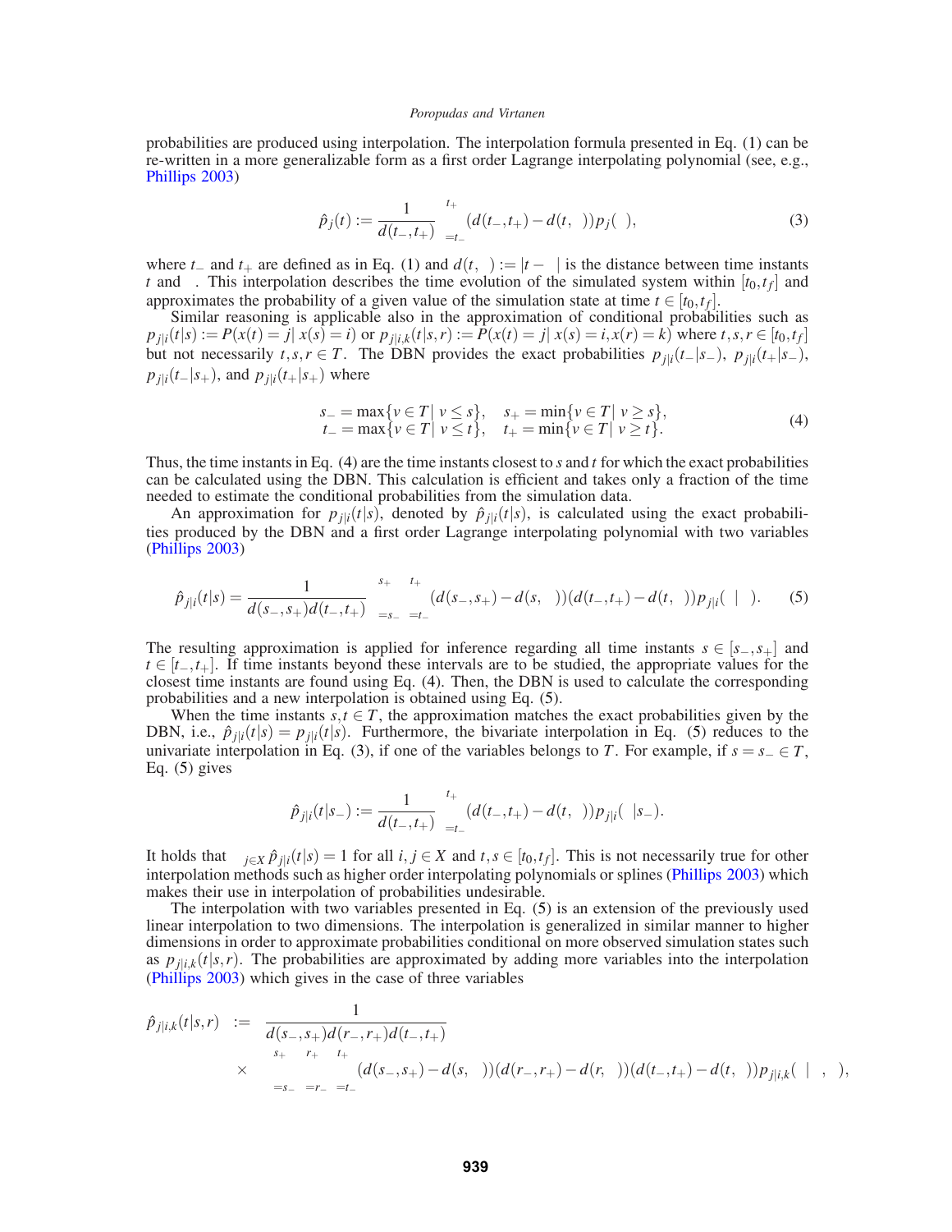probabilities are produced using interpolation. The interpolation formula presented in Eq. (1) can be re-written in a more generalizable form as a first order Lagrange interpolating polynomial (see, e.g., Phillips 2003)

$$\hat{p}_j(t) := \frac{1}{d(t_-,t_+)} \sum_{\tau=t_-}^{t_+} (d(t_-,t_+) - d(t,\tau)) p_j(\tau), \tag{3}$$

where $t_-$ and $t_+$ are defined as in Eq. (1) and $d(t,\tau) := |t-\tau|$ is the distance between time instants $t$ and $\tau$. This interpolation describes the time evolution of the simulated system within $[t_0,t_f]$ and approximates the probability of a given value of the simulation state at time $t \in [t_0,t_f]$.

Similar reasoning is applicable also in the approximation of conditional probabilities such as $p_{j|i}(t|s) := P(x(t) = j | x(s) = i)$ or $p_{j|i,k}(t|s,r) := P(x(t) = j | x(s) = i, x(r) = k)$ where $t,s,r \in [t_0,t_f]$ but not necessarily $t,s,r \in T$. The DBN provides the exact probabilities $p_{j|i}(t_-|s_-)$, $p_{j|i}(t_+|s_-)$, $p_{j|i}(t_-|s_+)$, and $p_{j|i}(t_+|s_+)$ where

$$\begin{aligned} s_- &= \max\{v \in T | \ v \leq s\}, \quad s_+ = \min\{v \in T | \ v \geq s\}, \\ t_- &= \max\{v \in T | \ v \leq t\}, \quad t_+ = \min\{v \in T | \ v \geq t\}. \end{aligned} \tag{4}$$

Thus, the time instants in Eq. (4) are the time instants closest to $s$ and $t$ for which the exact probabilities can be calculated using the DBN. This calculation is efficient and takes only a fraction of the time needed to estimate the conditional probabilities from the simulation data.

An approximation for $p_{j|i}(t|s)$, denoted by $\hat{p}_{j|i}(t|s)$, is calculated using the exact probabilities produced by the DBN and a first order Lagrange interpolating polynomial with two variables (Phillips 2003)

$$\hat{p}_{j|i}(t|s) = \frac{1}{d(s_-,s_+)d(t_-,t_+)} \sum_{\sigma=s_-}^{s_+} \sum_{\tau=t_-}^{t_+} (d(s_-,s_+) - d(s,\sigma))(d(t_-,t_+) - d(t,\tau)) p_{j|i}(\tau|\sigma). \tag{5}$$

The resulting approximation is applied for inference regarding all time instants $s \in [s_-,s_+]$ and $t \in [t_-,t_+]$. If time instants beyond these intervals are to be studied, the appropriate values for the closest time instants are found using Eq. (4). Then, the DBN is used to calculate the corresponding probabilities and a new interpolation is obtained using Eq. (5).

When the time instants $s,t \in T$, the approximation matches the exact probabilities given by the DBN, i.e., $\hat{p}_{j|i}(t|s) = p_{j|i}(t|s)$. Furthermore, the bivariate interpolation in Eq. (5) reduces to the univariate interpolation in Eq. (3), if one of the variables belongs to $T$. For example, if $s = s_- \in T$, Eq. (5) gives

$$\hat{p}_{j|i}(t|s_-) := \frac{1}{d(t_-,t_+)} \sum_{\tau=t_-}^{t_+} (d(t_-,t_+) - d(t,\tau)) p_{j|i}(\tau|s_-).$$

It holds that $\sum_{j \in X} \hat{p}_{j|i}(t|s) = 1$ for all $i,j \in X$ and $t,s \in [t_0,t_f]$. This is not necessarily true for other interpolation methods such as higher order interpolating polynomials or splines (Phillips 2003) which makes their use in interpolation of probabilities undesirable.

The interpolation with two variables presented in Eq. (5) is an extension of the previously used linear interpolation to two dimensions. The interpolation is generalized in similar manner to higher dimensions in order to approximate probabilities conditional on more observed simulation states such as $p_{j|i,k}(t|s,r)$. The probabilities are approximated by adding more variables into the interpolation (Phillips 2003) which gives in the case of three variables

$$\begin{aligned} \hat{p}_{j|i,k}(t|s,r) \ &:= \ \frac{1}{d(s_-,s_+)d(r_-,r_+)d(t_-,t_+)} \\ &\times \sum_{\sigma=s_-}^{s_+} \sum_{\rho=r_-}^{r_+} \sum_{\tau=t_-}^{t_+} (d(s_-,s_+) - d(s,\sigma))(d(r_-,r_+) - d(r,\rho))(d(t_-,t_+) - d(t,\tau)) p_{j|i,k}(\tau|\sigma,\rho), \end{aligned}$$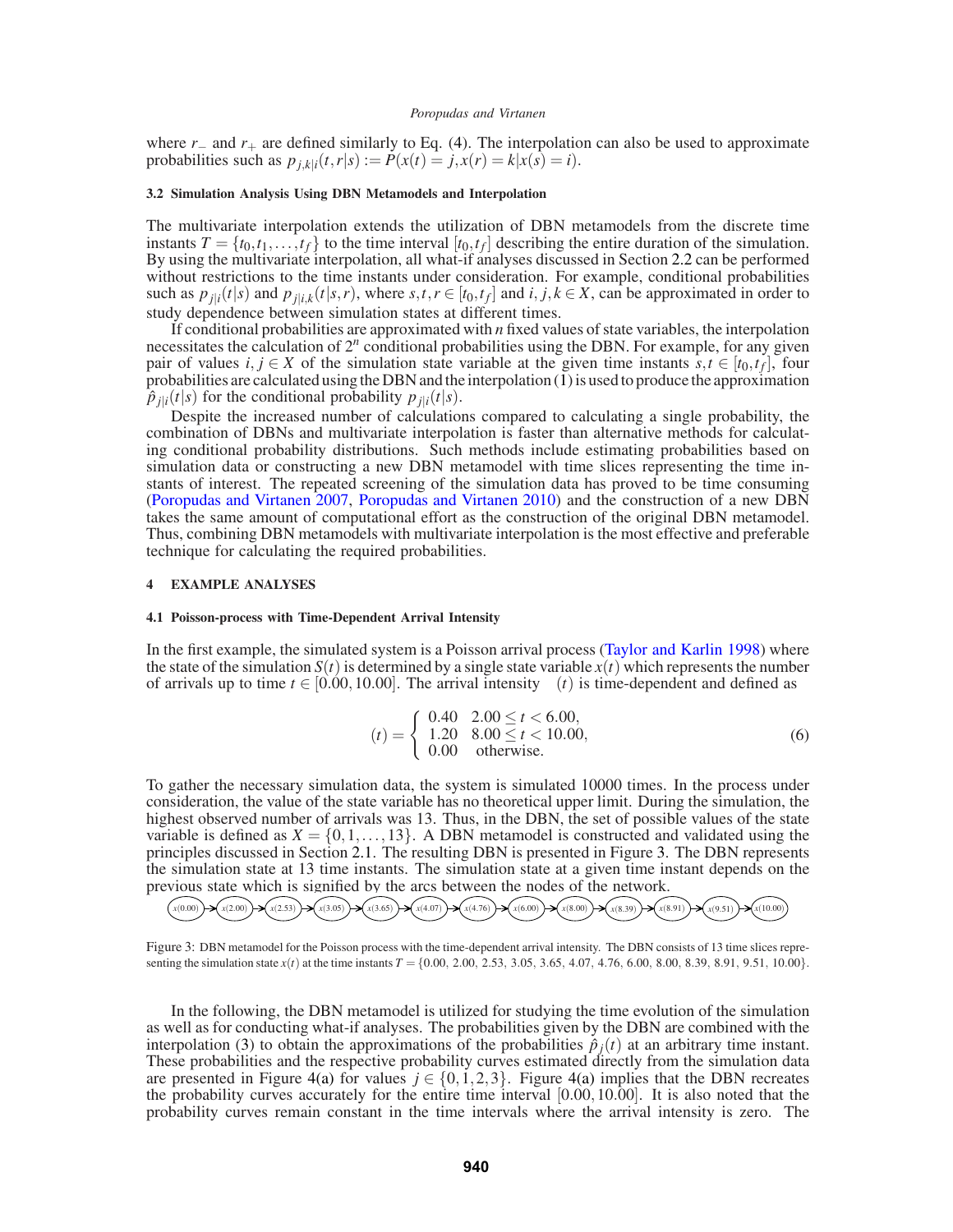where $r_-$ and $r_+$ are defined similarly to Eq. (4). The interpolation can also be used to approximate probabilities such as $p_{j,k|i}(t,r|s) := P(x(t) = j, x(r) = k|x(s) = i)$.

### 3.2 Simulation Analysis Using DBN Metamodels and Interpolation

The multivariate interpolation extends the utilization of DBN metamodels from the discrete time instants $T = \{t_0, t_1, \dots, t_f\}$ to the time interval $[t_0, t_f]$ describing the entire duration of the simulation. By using the multivariate interpolation, all what-if analyses discussed in Section 2.2 can be performed without restrictions to the time instants under consideration. For example, conditional probabilities such as $p_{j|i}(t|s)$ and $p_{j|i,k}(t|s,r)$, where $s,t,r \in [t_0,t_f]$ and $i,j,k \in X$, can be approximated in order to study dependence between simulation states at different times.

If conditional probabilities are approximated with $n$ fixed values of state variables, the interpolation necessitates the calculation of $2^n$ conditional probabilities using the DBN. For example, for any given pair of values $i, j \in X$ of the simulation state variable at the given time instants $s,t \in [t_0,t_f]$, four probabilities are calculated using the DBN and the interpolation (1) is used to produce the approximation $\hat{p}_{j|i}(t|s)$ for the conditional probability $p_{j|i}(t|s)$.

Despite the increased number of calculations compared to calculating a single probability, the combination of DBNs and multivariate interpolation is faster than alternative methods for calculating conditional probability distributions. Such methods include estimating probabilities based on simulation data or constructing a new DBN metamodel with time slices representing the time instants of interest. The repeated screening of the simulation data has proved to be time consuming (Poropudas and Virtanen 2007, Poropudas and Virtanen 2010) and the construction of a new DBN takes the same amount of computational effort as the construction of the original DBN metamodel. Thus, combining DBN metamodels with multivariate interpolation is the most effective and preferable technique for calculating the required probabilities.

## 4 EXAMPLE ANALYSES

### 4.1 Poisson-process with Time-Dependent Arrival Intensity

In the first example, the simulated system is a Poisson arrival process (Taylor and Karlin 1998) where the state of the simulation $S(t)$ is determined by a single state variable $x(t)$ which represents the number of arrivals up to time $t \in [0.00, 10.00]$. The arrival intensity $\lambda(t)$ is time-dependent and defined as

$$\lambda(t) = \begin{cases} 0.40 & 2.00 \le t < 6.00, \\ 1.20 & 8.00 \le t < 10.00, \\ 0.00 & \text{otherwise.} \end{cases} \tag{6}$$

To gather the necessary simulation data, the system is simulated 10000 times. In the process under consideration, the value of the state variable has no theoretical upper limit. During the simulation, the highest observed number of arrivals was 13. Thus, in the DBN, the set of possible values of the state variable is defined as $X = \{0, 1, \dots, 13\}$. A DBN metamodel is constructed and validated using the principles discussed in Section 2.1. The resulting DBN is presented in Figure 3. The DBN represents the simulation state at 13 time instants. The simulation state at a given time instant depends on the previous state which is signified by the arcs between the nodes of the network.

$x(0.00) \rightarrow x(2.00) \rightarrow x(2.53) \rightarrow x(3.05) \rightarrow x(3.65) \rightarrow x(4.07) \rightarrow x(4.76) \rightarrow x(6.00) \rightarrow x(8.00) \rightarrow x(8.39) \rightarrow x(8.91) \rightarrow x(9.51) \rightarrow x(10.00)$

Figure 3: DBN metamodel for the Poisson process with the time-dependent arrival intensity. The DBN consists of 13 time slices representing the simulation state $x(t)$ at the time instants $T = \{0.00,\ 2.00,\ 2.53,\ 3.05,\ 3.65,\ 4.07,\ 4.76,\ 6.00,\ 8.00,\ 8.39,\ 8.91,\ 9.51,\ 10.00\}$.

In the following, the DBN metamodel is utilized for studying the time evolution of the simulation as well as for conducting what-if analyses. The probabilities given by the DBN are combined with the interpolation (3) to obtain the approximations of the probabilities $\hat{p}_j(t)$ at an arbitrary time instant. These probabilities and the respective probability curves estimated directly from the simulation data are presented in Figure 4(a) for values $j \in \{0, 1, 2, 3\}$. Figure 4(a) implies that the DBN recreates the probability curves accurately for the entire time interval $[0.00, 10.00]$. It is also noted that the probability curves remain constant in the time intervals where the arrival intensity is zero. The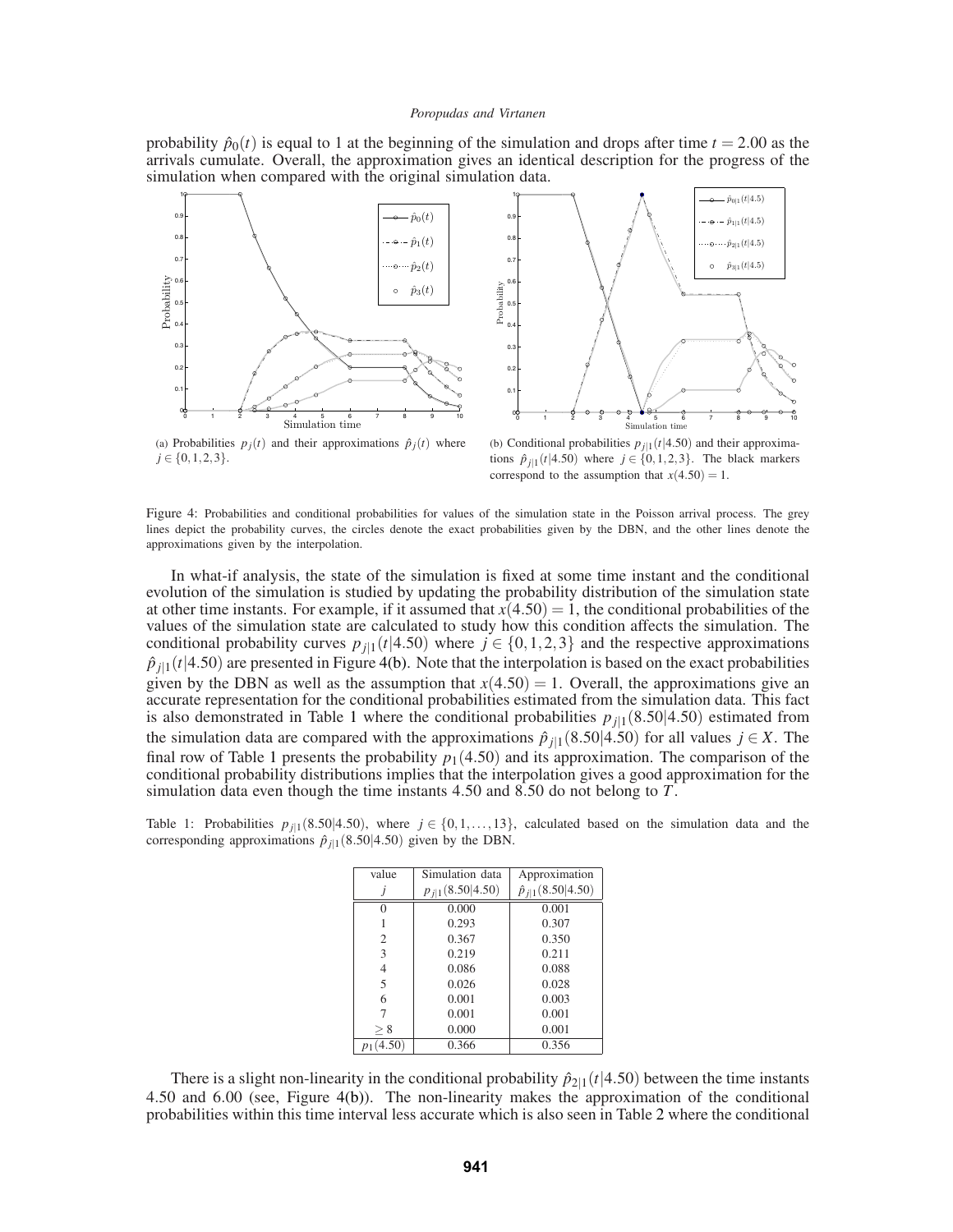probability $\hat{p}_0(t)$ is equal to 1 at the beginning of the simulation and drops after time $t = 2.00$ as the arrivals cumulate. Overall, the approximation gives an identical description for the progress of the simulation when compared with the original simulation data.

(a) Probabilities $p_j(t)$ and their approximations $\hat{p}_j(t)$ where $j \in \{0,1,2,3\}$.

(b) Conditional probabilities $p_{j|1}(t|4.50)$ and their approximations $\hat{p}_{j|1}(t|4.50)$ where $j \in \{0,1,2,3\}$. The black markers correspond to the assumption that $x(4.50) = 1$.

Figure 4: Probabilities and conditional probabilities for values of the simulation state in the Poisson arrival process. The grey lines depict the probability curves, the circles denote the exact probabilities given by the DBN, and the other lines denote the approximations given by the interpolation.

In what-if analysis, the state of the simulation is fixed at some time instant and the conditional evolution of the simulation is studied by updating the probability distribution of the simulation state at other time instants. For example, if it assumed that $x(4.50) = 1$, the conditional probabilities of the values of the simulation state are calculated to study how this condition affects the simulation. The conditional probability curves $p_{j|1}(t|4.50)$ where $j \in \{0,1,2,3\}$ and the respective approximations $\hat{p}_{j|1}(t|4.50)$ are presented in Figure 4(b). Note that the interpolation is based on the exact probabilities given by the DBN as well as the assumption that $x(4.50) = 1$. Overall, the approximations give an accurate representation for the conditional probabilities estimated from the simulation data. This fact is also demonstrated in Table 1 where the conditional probabilities $p_{j|1}(8.50|4.50)$ estimated from the simulation data are compared with the approximations $\hat{p}_{j|1}(8.50|4.50)$ for all values $j \in X$. The final row of Table 1 presents the probability $p_1(4.50)$ and its approximation. The comparison of the conditional probability distributions implies that the interpolation gives a good approximation for the simulation data even though the time instants 4.50 and 8.50 do not belong to $T$.

Table 1: Probabilities $p_{j|1}(8.50|4.50)$, where $j \in \{0,1,\ldots,13\}$, calculated based on the simulation data and the corresponding approximations $\hat{p}_{j|1}(8.50|4.50)$ given by the DBN.

| value $j$ | Simulation data $p_{j\|1}(8.50\|4.50)$ | Approximation $\hat{p}_{j\|1}(8.50\|4.50)$ |
|---|---|---|
| 0 | 0.000 | 0.001 |
| 1 | 0.293 | 0.307 |
| 2 | 0.367 | 0.350 |
| 3 | 0.219 | 0.211 |
| 4 | 0.086 | 0.088 |
| 5 | 0.026 | 0.028 |
| 6 | 0.001 | 0.003 |
| 7 | 0.001 | 0.001 |
| $\geq 8$ | 0.000 | 0.001 |
| $p_1(4.50)$ | 0.366 | 0.356 |

There is a slight non-linearity in the conditional probability $\hat{p}_{2|1}(t|4.50)$ between the time instants 4.50 and 6.00 (see, Figure 4(b)). The non-linearity makes the approximation of the conditional probabilities within this time interval less accurate which is also seen in Table 2 where the conditional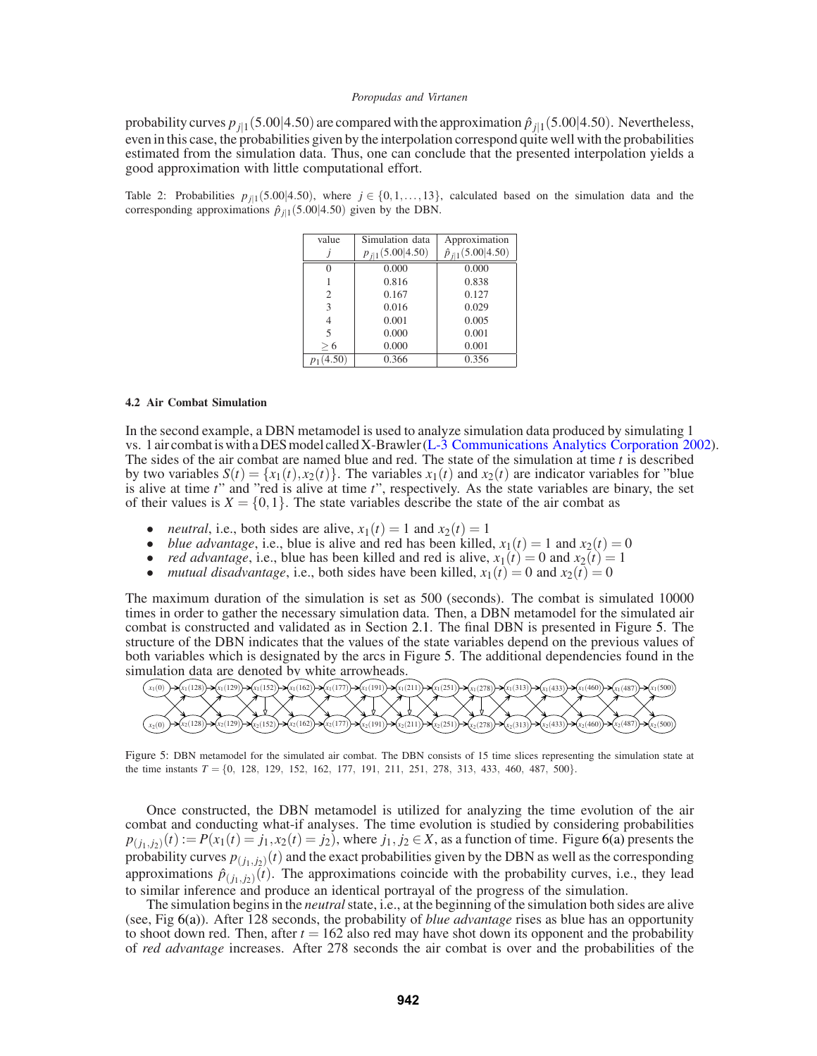probability curves $p_{j|1}(5.00|4.50)$ are compared with the approximation $\hat{p}_{j|1}(5.00|4.50)$. Nevertheless, even in this case, the probabilities given by the interpolation correspond quite well with the probabilities estimated from the simulation data. Thus, one can conclude that the presented interpolation yields a good approximation with little computational effort.

Table 2: Probabilities $p_{j|1}(5.00|4.50)$, where $j \in \{0,1,\ldots,13\}$, calculated based on the simulation data and the corresponding approximations $\hat{p}_{j|1}(5.00|4.50)$ given by the DBN.

| value $j$ | Simulation data $p_{j\|1}(5.00\|4.50)$ | Approximation $\hat{p}_{j\|1}(5.00\|4.50)$ |
|---|---|---|
| 0 | 0.000 | 0.000 |
| 1 | 0.816 | 0.838 |
| 2 | 0.167 | 0.127 |
| 3 | 0.016 | 0.029 |
| 4 | 0.001 | 0.005 |
| 5 | 0.000 | 0.001 |
| $\geq 6$ | 0.000 | 0.001 |
| $p_1(4.50)$ | 0.366 | 0.356 |

### 4.2 Air Combat Simulation

In the second example, a DBN metamodel is used to analyze simulation data produced by simulating 1 vs. 1 air combat is with a DES model called X-Brawler (L-3 Communications Analytics Corporation 2002). The sides of the air combat are named blue and red. The state of the simulation at time $t$ is described by two variables $S(t) = \{x_1(t), x_2(t)\}$. The variables $x_1(t)$ and $x_2(t)$ are indicator variables for "blue is alive at time $t$" and "red is alive at time $t$", respectively. As the state variables are binary, the set of their values is $X = \{0,1\}$. The state variables describe the state of the air combat as

- *neutral*, i.e., both sides are alive, $x_1(t) = 1$ and $x_2(t) = 1$
- *blue advantage*, i.e., blue is alive and red has been killed, $x_1(t) = 1$ and $x_2(t) = 0$
- *red advantage*, i.e., blue has been killed and red is alive, $x_1(t) = 0$ and $x_2(t) = 1$
- *mutual disadvantage*, i.e., both sides have been killed, $x_1(t) = 0$ and $x_2(t) = 0$

The maximum duration of the simulation is set as 500 (seconds). The combat is simulated 10000 times in order to gather the necessary simulation data. Then, a DBN metamodel for the simulated air combat is constructed and validated as in Section 2.1. The final DBN is presented in Figure 5. The structure of the DBN indicates that the values of the state variables depend on the previous values of both variables which is designated by the arcs in Figure 5. The additional dependencies found in the simulation data are denoted by white arrowheads.

Figure 5: DBN metamodel for the simulated air combat. The DBN consists of 15 time slices representing the simulation state at the time instants $T = \{0,\ 128,\ 129,\ 152,\ 162,\ 177,\ 191,\ 211,\ 251,\ 278,\ 313,\ 433,\ 460,\ 487,\ 500\}$.

Once constructed, the DBN metamodel is utilized for analyzing the time evolution of the air combat and conducting what-if analyses. The time evolution is studied by considering probabilities $p_{(j_1,j_2)}(t) := P(x_1(t) = j_1, x_2(t) = j_2)$, where $j_1, j_2 \in X$, as a function of time. Figure 6(a) presents the probability curves $p_{(j_1,j_2)}(t)$ and the exact probabilities given by the DBN as well as the corresponding approximations $\hat{p}_{(j_1,j_2)}(t)$. The approximations coincide with the probability curves, i.e., they lead to similar inference and produce an identical portrayal of the progress of the simulation.

The simulation begins in the *neutral* state, i.e., at the beginning of the simulation both sides are alive (see, Fig 6(a)). After 128 seconds, the probability of *blue advantage* rises as blue has an opportunity to shoot down red. Then, after $t = 162$ also red may have shot down its opponent and the probability of *red advantage* increases. After 278 seconds the air combat is over and the probabilities of the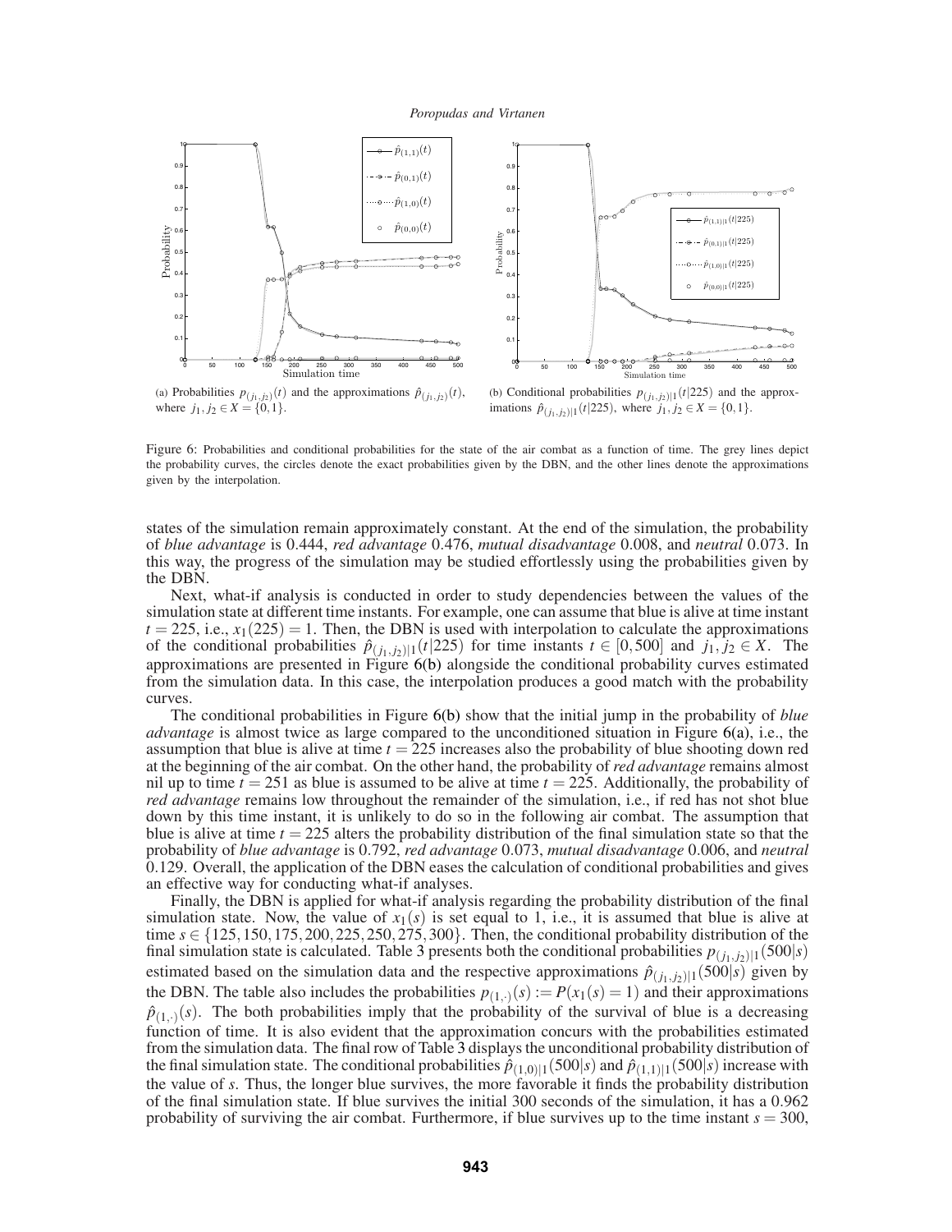(a) Probabilities $p_{(j_1,j_2)}(t)$ and the approximations $\hat{p}_{(j_1,j_2)}(t)$, where $j_1, j_2 \in X = \{0,1\}$.

(b) Conditional probabilities $p_{(j_1,j_2)|1}(t|225)$ and the approximations $\hat{p}_{(j_1,j_2)|1}(t|225)$, where $j_1, j_2 \in X = \{0,1\}$.

Figure 6: Probabilities and conditional probabilities for the state of the air combat as a function of time. The grey lines depict the probability curves, the circles denote the exact probabilities given by the DBN, and the other lines denote the approximations given by the interpolation.

states of the simulation remain approximately constant. At the end of the simulation, the probability of *blue advantage* is 0.444, *red advantage* 0.476, *mutual disadvantage* 0.008, and *neutral* 0.073. In this way, the progress of the simulation may be studied effortlessly using the probabilities given by the DBN.

Next, what-if analysis is conducted in order to study dependencies between the values of the simulation state at different time instants. For example, one can assume that blue is alive at time instant $t = 225$, i.e., $x_1(225) = 1$. Then, the DBN is used with interpolation to calculate the approximations of the conditional probabilities $\hat{p}_{(j_1,j_2)|1}(t|225)$ for time instants $t \in [0,500]$ and $j_1, j_2 \in X$. The approximations are presented in Figure 6(b) alongside the conditional probability curves estimated from the simulation data. In this case, the interpolation produces a good match with the probability curves.

The conditional probabilities in Figure 6(b) show that the initial jump in the probability of *blue advantage* is almost twice as large compared to the unconditioned situation in Figure 6(a), i.e., the assumption that blue is alive at time $t = 225$ increases also the probability of blue shooting down red at the beginning of the air combat. On the other hand, the probability of *red advantage* remains almost nil up to time $t = 251$ as blue is assumed to be alive at time $t = 225$. Additionally, the probability of *red advantage* remains low throughout the remainder of the simulation, i.e., if red has not shot blue down by this time instant, it is unlikely to do so in the following air combat. The assumption that blue is alive at time $t = 225$ alters the probability distribution of the final simulation state so that the probability of *blue advantage* is 0.792, *red advantage* 0.073, *mutual disadvantage* 0.006, and *neutral* 0.129. Overall, the application of the DBN eases the calculation of conditional probabilities and gives an effective way for conducting what-if analyses.

Finally, the DBN is applied for what-if analysis regarding the probability distribution of the final simulation state. Now, the value of $x_1(s)$ is set equal to 1, i.e., it is assumed that blue is alive at time $s \in \{125,150,175,200,225,250,275,300\}$. Then, the conditional probability distribution of the final simulation state is calculated. Table 3 presents both the conditional probabilities $p_{(j_1,j_2)|1}(500|s)$ estimated based on the simulation data and the respective approximations $\hat{p}_{(j_1,j_2)|1}(500|s)$ given by the DBN. The table also includes the probabilities $p_{(1,\cdot)}(s) := P(x_1(s) = 1)$ and their approximations $\hat{p}_{(1,\cdot)}(s)$. The both probabilities imply that the probability of the survival of blue is a decreasing function of time. It is also evident that the approximation concurs with the probabilities estimated from the simulation data. The final row of Table 3 displays the unconditional probability distribution of the final simulation state. The conditional probabilities $\hat{p}_{(1,0)|1}(500|s)$ and $\hat{p}_{(1,1)|1}(500|s)$ increase with the value of $s$. Thus, the longer blue survives, the more favorable it finds the probability distribution of the final simulation state. If blue survives the initial 300 seconds of the simulation, it has a 0.962 probability of surviving the air combat. Furthermore, if blue survives up to the time instant $s = 300$,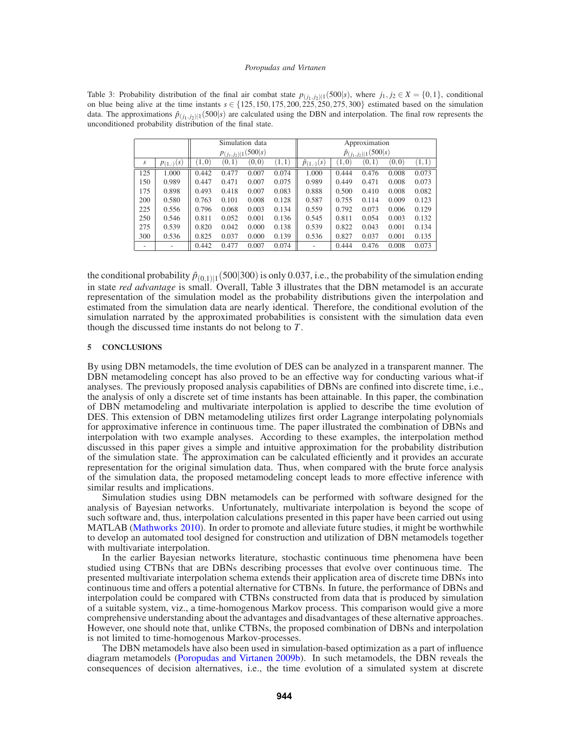Table 3: Probability distribution of the final air combat state $p_{(j_1,j_2)|1}(500|s)$, where $j_1, j_2 \in X = \{0,1\}$, conditional on blue being alive at the time instants $s \in \{125,150,175,200,225,250,275,300\}$ estimated based on the simulation data. The approximations $\hat{p}_{(j_1,j_2)|1}(500|s)$ are calculated using the DBN and interpolation. The final row represents the unconditioned probability distribution of the final state.

| | | Simulation data $p_{(j_1,j_2)\|1}(500\|s)$ | | | | Approximation $\hat{p}_{(j_1,j_2)\|1}(500\|s)$ | | | | |
|---|---|---|---|---|---|---|---|---|---|---|
| $s$ | $p_{(1,\cdot)}(s)$ | $(1,0)$ | $(0,1)$ | $(0,0)$ | $(1,1)$ | $\hat{p}_{(1,\cdot)}(s)$ | $(1,0)$ | $(0,1)$ | $(0,0)$ | $(1,1)$ |
| 125 | 1.000 | 0.442 | 0.477 | 0.007 | 0.074 | 1.000 | 0.444 | 0.476 | 0.008 | 0.073 |
| 150 | 0.989 | 0.447 | 0.471 | 0.007 | 0.075 | 0.989 | 0.449 | 0.471 | 0.008 | 0.073 |
| 175 | 0.898 | 0.493 | 0.418 | 0.007 | 0.083 | 0.888 | 0.500 | 0.410 | 0.008 | 0.082 |
| 200 | 0.580 | 0.763 | 0.101 | 0.008 | 0.128 | 0.587 | 0.755 | 0.114 | 0.009 | 0.123 |
| 225 | 0.556 | 0.796 | 0.068 | 0.003 | 0.134 | 0.559 | 0.792 | 0.073 | 0.006 | 0.129 |
| 250 | 0.546 | 0.811 | 0.052 | 0.001 | 0.136 | 0.545 | 0.811 | 0.054 | 0.003 | 0.132 |
| 275 | 0.539 | 0.820 | 0.042 | 0.000 | 0.138 | 0.539 | 0.822 | 0.043 | 0.001 | 0.134 |
| 300 | 0.536 | 0.825 | 0.037 | 0.000 | 0.139 | 0.536 | 0.827 | 0.037 | 0.001 | 0.135 |
| - | - | 0.442 | 0.477 | 0.007 | 0.074 | - | 0.444 | 0.476 | 0.008 | 0.073 |

the conditional probability $\hat{p}_{(0,1)|1}(500|300)$ is only 0.037, i.e., the probability of the simulation ending in state *red advantage* is small. Overall, Table 3 illustrates that the DBN metamodel is an accurate representation of the simulation model as the probability distributions given the interpolation and estimated from the simulation data are nearly identical. Therefore, the conditional evolution of the simulation narrated by the approximated probabilities is consistent with the simulation data even though the discussed time instants do not belong to $T$.

## 5 CONCLUSIONS

By using DBN metamodels, the time evolution of DES can be analyzed in a transparent manner. The DBN metamodeling concept has also proved to be an effective way for conducting various what-if analyses. The previously proposed analysis capabilities of DBNs are confined into discrete time, i.e., the analysis of only a discrete set of time instants has been attainable. In this paper, the combination of DBN metamodeling and multivariate interpolation is applied to describe the time evolution of DES. This extension of DBN metamodeling utilizes first order Lagrange interpolating polynomials for approximative inference in continuous time. The paper illustrated the combination of DBNs and interpolation with two example analyses. According to these examples, the interpolation method discussed in this paper gives a simple and intuitive approximation for the probability distribution of the simulation state. The approximation can be calculated efficiently and it provides an accurate representation for the original simulation data. Thus, when compared with the brute force analysis of the simulation data, the proposed metamodeling concept leads to more effective inference with similar results and implications.

Simulation studies using DBN metamodels can be performed with software designed for the analysis of Bayesian networks. Unfortunately, multivariate interpolation is beyond the scope of such software and, thus, interpolation calculations presented in this paper have been carried out using MATLAB (Mathworks 2010). In order to promote and alleviate future studies, it might be worthwhile to develop an automated tool designed for construction and utilization of DBN metamodels together with multivariate interpolation.

In the earlier Bayesian networks literature, stochastic continuous time phenomena have been studied using CTBNs that are DBNs describing processes that evolve over continuous time. The presented multivariate interpolation schema extends their application area of discrete time DBNs into continuous time and offers a potential alternative for CTBNs. In future, the performance of DBNs and interpolation could be compared with CTBNs constructed from data that is produced by simulation of a suitable system, viz., a time-homogenous Markov process. This comparison would give a more comprehensive understanding about the advantages and disadvantages of these alternative approaches. However, one should note that, unlike CTBNs, the proposed combination of DBNs and interpolation is not limited to time-homogenous Markov-processes.

The DBN metamodels have also been used in simulation-based optimization as a part of influence diagram metamodels (Poropudas and Virtanen 2009b). In such metamodels, the DBN reveals the consequences of decision alternatives, i.e., the time evolution of a simulated system at discrete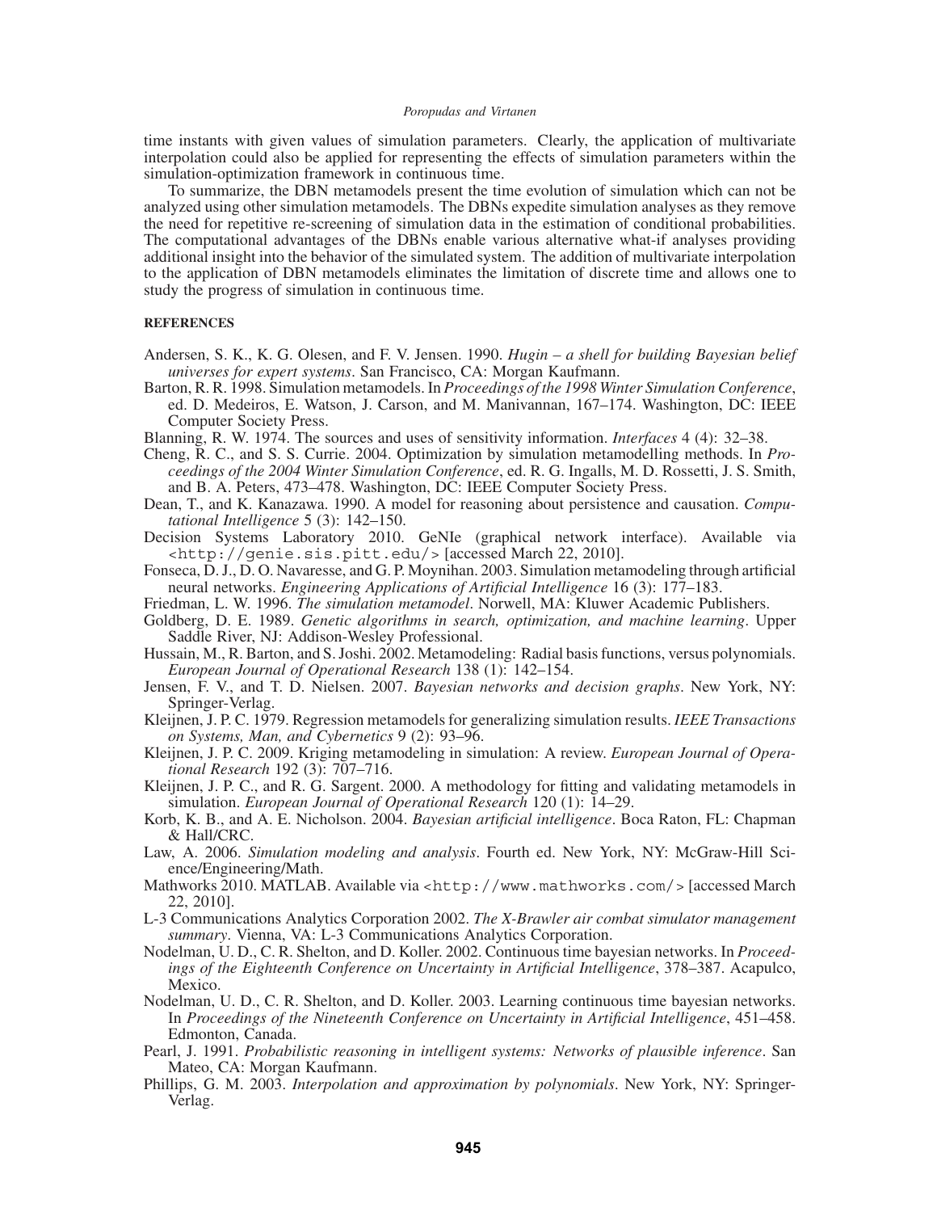time instants with given values of simulation parameters. Clearly, the application of multivariate interpolation could also be applied for representing the effects of simulation parameters within the simulation-optimization framework in continuous time.

To summarize, the DBN metamodels present the time evolution of simulation which can not be analyzed using other simulation metamodels. The DBNs expedite simulation analyses as they remove the need for repetitive re-screening of simulation data in the estimation of conditional probabilities. The computational advantages of the DBNs enable various alternative what-if analyses providing additional insight into the behavior of the simulated system. The addition of multivariate interpolation to the application of DBN metamodels eliminates the limitation of discrete time and allows one to study the progress of simulation in continuous time.

## REFERENCES

Andersen, S. K., K. G. Olesen, and F. V. Jensen. 1990. *Hugin – a shell for building Bayesian belief universes for expert systems*. San Francisco, CA: Morgan Kaufmann.

Barton, R. R. 1998. Simulation metamodels. In *Proceedings of the 1998 Winter Simulation Conference*, ed. D. Medeiros, E. Watson, J. Carson, and M. Manivannan, 167–174. Washington, DC: IEEE Computer Society Press.

Blanning, R. W. 1974. The sources and uses of sensitivity information. *Interfaces* 4 (4): 32–38.

Cheng, R. C., and S. S. Currie. 2004. Optimization by simulation metamodelling methods. In *Proceedings of the 2004 Winter Simulation Conference*, ed. R. G. Ingalls, M. D. Rossetti, J. S. Smith, and B. A. Peters, 473–478. Washington, DC: IEEE Computer Society Press.

Dean, T., and K. Kanazawa. 1990. A model for reasoning about persistence and causation. *Computational Intelligence* 5 (3): 142–150.

Decision Systems Laboratory 2010. GeNIe (graphical network interface). Available via <http://genie.sis.pitt.edu/> [accessed March 22, 2010].

Fonseca, D. J., D. O. Navaresse, and G. P. Moynihan. 2003. Simulation metamodeling through artificial neural networks. *Engineering Applications of Artificial Intelligence* 16 (3): 177–183.

Friedman, L. W. 1996. *The simulation metamodel*. Norwell, MA: Kluwer Academic Publishers.

Goldberg, D. E. 1989. *Genetic algorithms in search, optimization, and machine learning*. Upper Saddle River, NJ: Addison-Wesley Professional.

Hussain, M., R. Barton, and S. Joshi. 2002. Metamodeling: Radial basis functions, versus polynomials. *European Journal of Operational Research* 138 (1): 142–154.

Jensen, F. V., and T. D. Nielsen. 2007. *Bayesian networks and decision graphs*. New York, NY: Springer-Verlag.

Kleijnen, J. P. C. 1979. Regression metamodels for generalizing simulation results. *IEEE Transactions on Systems, Man, and Cybernetics* 9 (2): 93–96.

Kleijnen, J. P. C. 2009. Kriging metamodeling in simulation: A review. *European Journal of Operational Research* 192 (3): 707–716.

Kleijnen, J. P. C., and R. G. Sargent. 2000. A methodology for fitting and validating metamodels in simulation. *European Journal of Operational Research* 120 (1): 14–29.

Korb, K. B., and A. E. Nicholson. 2004. *Bayesian artificial intelligence*. Boca Raton, FL: Chapman & Hall/CRC.

Law, A. 2006. *Simulation modeling and analysis*. Fourth ed. New York, NY: McGraw-Hill Science/Engineering/Math.

Mathworks 2010. MATLAB. Available via <http://www.mathworks.com/> [accessed March 22, 2010].

L-3 Communications Analytics Corporation 2002. *The X-Brawler air combat simulator management summary*. Vienna, VA: L-3 Communications Analytics Corporation.

Nodelman, U. D., C. R. Shelton, and D. Koller. 2002. Continuous time bayesian networks. In *Proceedings of the Eighteenth Conference on Uncertainty in Artificial Intelligence*, 378–387. Acapulco, Mexico.

Nodelman, U. D., C. R. Shelton, and D. Koller. 2003. Learning continuous time bayesian networks. In *Proceedings of the Nineteenth Conference on Uncertainty in Artificial Intelligence*, 451–458. Edmonton, Canada.

Pearl, J. 1991. *Probabilistic reasoning in intelligent systems: Networks of plausible inference*. San Mateo, CA: Morgan Kaufmann.

Phillips, G. M. 2003. *Interpolation and approximation by polynomials*. New York, NY: Springer-Verlag.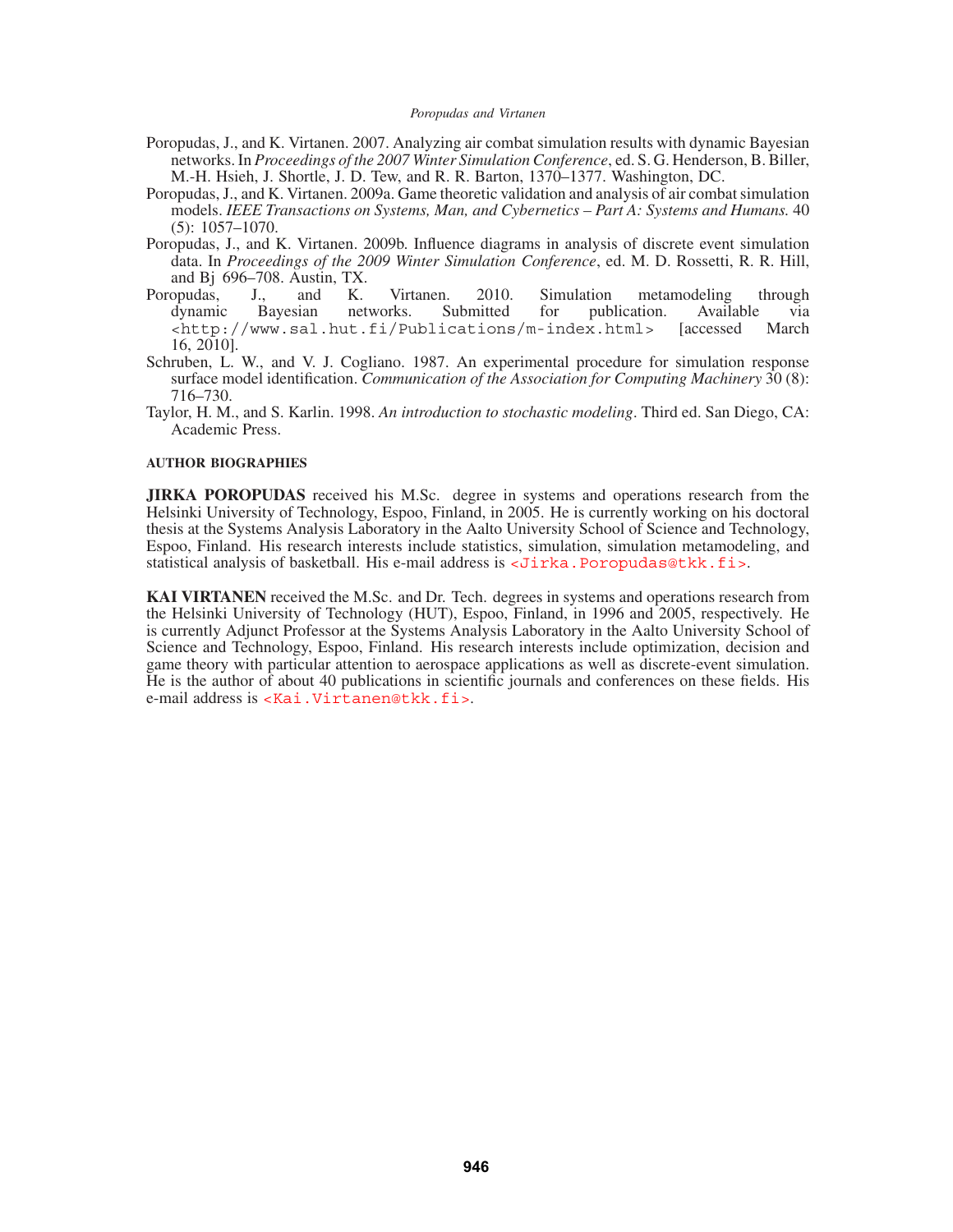Poropudas, J., and K. Virtanen. 2007. Analyzing air combat simulation results with dynamic Bayesian networks. In *Proceedings of the 2007 Winter Simulation Conference*, ed. S. G. Henderson, B. Biller, M.-H. Hsieh, J. Shortle, J. D. Tew, and R. R. Barton, 1370–1377. Washington, DC.

Poropudas, J., and K. Virtanen. 2009a. Game theoretic validation and analysis of air combat simulation models. *IEEE Transactions on Systems, Man, and Cybernetics – Part A: Systems and Humans.* 40 (5): 1057–1070.

Poropudas, J., and K. Virtanen. 2009b. Influence diagrams in analysis of discrete event simulation data. In *Proceedings of the 2009 Winter Simulation Conference*, ed. M. D. Rossetti, R. R. Hill, and Bj 696–708. Austin, TX.

Poropudas, J., and K. Virtanen. 2010. Simulation metamodeling through dynamic Bayesian networks. Submitted for publication. Available via <http://www.sal.hut.fi/Publications/m-index.html> [accessed March 16, 2010].

Schruben, L. W., and V. J. Cogliano. 1987. An experimental procedure for simulation response surface model identification. *Communication of the Association for Computing Machinery* 30 (8): 716–730.

Taylor, H. M., and S. Karlin. 1998. *An introduction to stochastic modeling*. Third ed. San Diego, CA: Academic Press.

## AUTHOR BIOGRAPHIES

**JIRKA POROPUDAS** received his M.Sc. degree in systems and operations research from the Helsinki University of Technology, Espoo, Finland, in 2005. He is currently working on his doctoral thesis at the Systems Analysis Laboratory in the Aalto University School of Science and Technology, Espoo, Finland. His research interests include statistics, simulation, simulation metamodeling, and statistical analysis of basketball. His e-mail address is <Jirka.Poropudas@tkk.fi>.

**KAI VIRTANEN** received the M.Sc. and Dr. Tech. degrees in systems and operations research from the Helsinki University of Technology (HUT), Espoo, Finland, in 1996 and 2005, respectively. He is currently Adjunct Professor at the Systems Analysis Laboratory in the Aalto University School of Science and Technology, Espoo, Finland. His research interests include optimization, decision and game theory with particular attention to aerospace applications as well as discrete-event simulation. He is the author of about 40 publications in scientific journals and conferences on these fields. His e-mail address is <Kai.Virtanen@tkk.fi>.